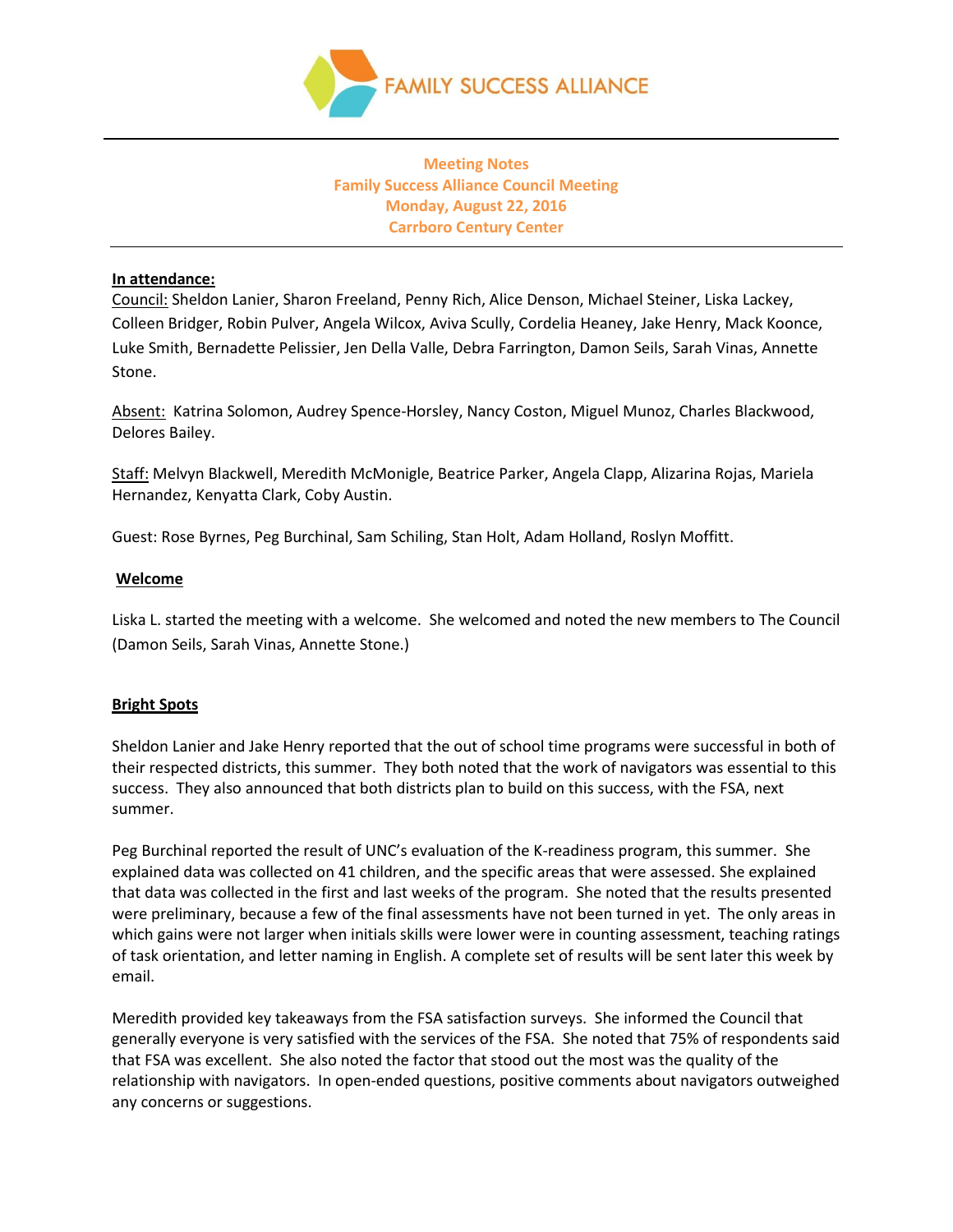FAMILY SUCCESS ALLIANCE

**Meeting Notes**
**Family Success Alliance Council Meeting**
**Monday, August 22, 2016**
**Carrboro Century Center**

**In attendance:**

Council: Sheldon Lanier, Sharon Freeland, Penny Rich, Alice Denson, Michael Steiner, Liska Lackey, Colleen Bridger, Robin Pulver, Angela Wilcox, Aviva Scully, Cordelia Heaney, Jake Henry, Mack Koonce, Luke Smith, Bernadette Pelissier, Jen Della Valle, Debra Farrington, Damon Seils, Sarah Vinas, Annette Stone.

Absent: Katrina Solomon, Audrey Spence-Horsley, Nancy Coston, Miguel Munoz, Charles Blackwood, Delores Bailey.

Staff: Melvyn Blackwell, Meredith McMonigle, Beatrice Parker, Angela Clapp, Alizarina Rojas, Mariela Hernandez, Kenyatta Clark, Coby Austin.

Guest: Rose Byrnes, Peg Burchinal, Sam Schiling, Stan Holt, Adam Holland, Roslyn Moffitt.

**Welcome**

Liska L. started the meeting with a welcome. She welcomed and noted the new members to The Council (Damon Seils, Sarah Vinas, Annette Stone.)

**Bright Spots**

Sheldon Lanier and Jake Henry reported that the out of school time programs were successful in both of their respected districts, this summer. They both noted that the work of navigators was essential to this success. They also announced that both districts plan to build on this success, with the FSA, next summer.

Peg Burchinal reported the result of UNC's evaluation of the K-readiness program, this summer. She explained data was collected on 41 children, and the specific areas that were assessed. She explained that data was collected in the first and last weeks of the program. She noted that the results presented were preliminary, because a few of the final assessments have not been turned in yet. The only areas in which gains were not larger when initials skills were lower were in counting assessment, teaching ratings of task orientation, and letter naming in English. A complete set of results will be sent later this week by email.

Meredith provided key takeaways from the FSA satisfaction surveys. She informed the Council that generally everyone is very satisfied with the services of the FSA. She noted that 75% of respondents said that FSA was excellent. She also noted the factor that stood out the most was the quality of the relationship with navigators. In open-ended questions, positive comments about navigators outweighed any concerns or suggestions.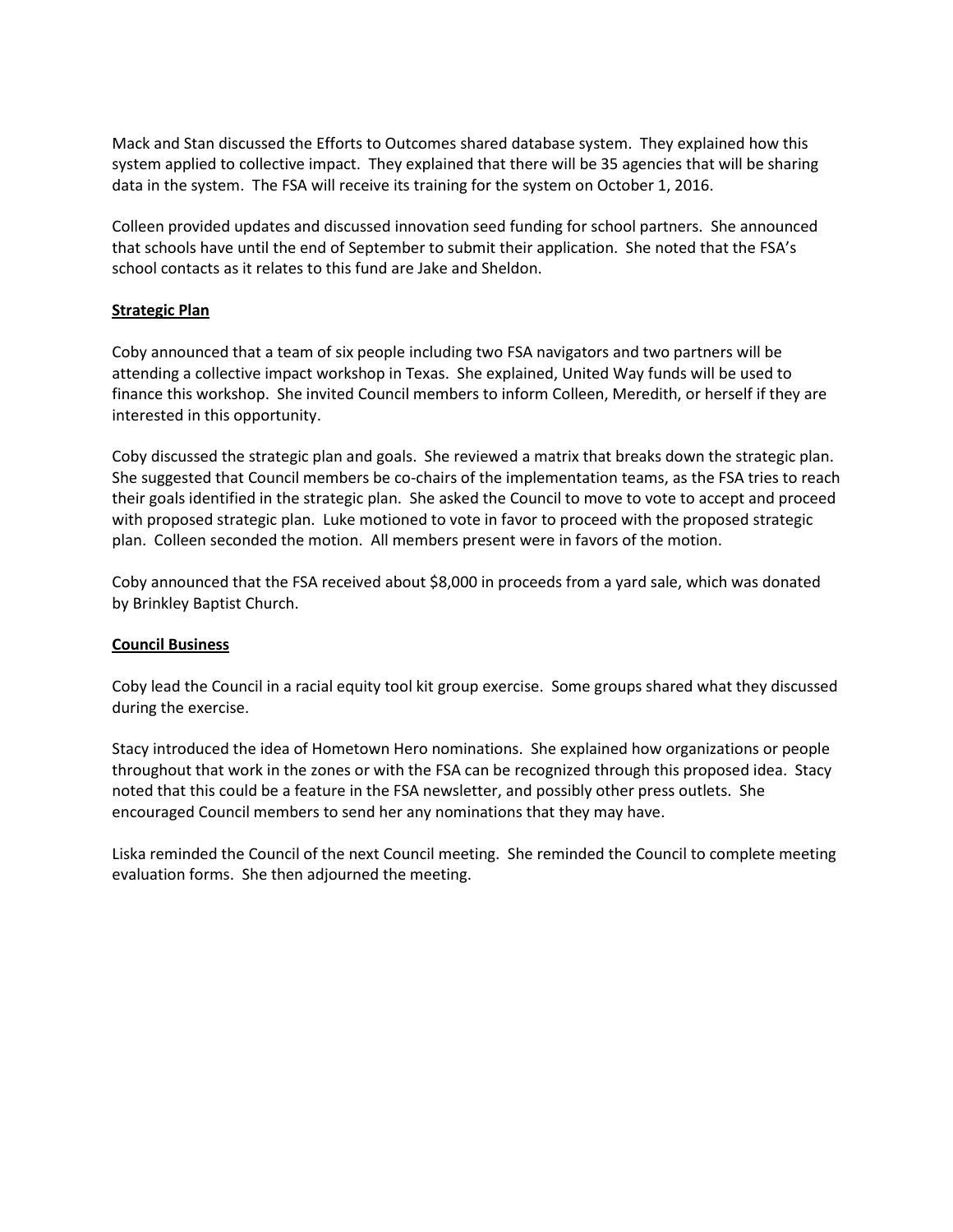Mack and Stan discussed the Efforts to Outcomes shared database system. They explained how this system applied to collective impact. They explained that there will be 35 agencies that will be sharing data in the system. The FSA will receive its training for the system on October 1, 2016.

Colleen provided updates and discussed innovation seed funding for school partners. She announced that schools have until the end of September to submit their application. She noted that the FSA's school contacts as it relates to this fund are Jake and Sheldon.

## Strategic Plan

Coby announced that a team of six people including two FSA navigators and two partners will be attending a collective impact workshop in Texas. She explained, United Way funds will be used to finance this workshop. She invited Council members to inform Colleen, Meredith, or herself if they are interested in this opportunity.

Coby discussed the strategic plan and goals. She reviewed a matrix that breaks down the strategic plan. She suggested that Council members be co-chairs of the implementation teams, as the FSA tries to reach their goals identified in the strategic plan. She asked the Council to move to vote to accept and proceed with proposed strategic plan. Luke motioned to vote in favor to proceed with the proposed strategic plan. Colleen seconded the motion. All members present were in favors of the motion.

Coby announced that the FSA received about $8,000 in proceeds from a yard sale, which was donated by Brinkley Baptist Church.

## Council Business

Coby lead the Council in a racial equity tool kit group exercise. Some groups shared what they discussed during the exercise.

Stacy introduced the idea of Hometown Hero nominations. She explained how organizations or people throughout that work in the zones or with the FSA can be recognized through this proposed idea. Stacy noted that this could be a feature in the FSA newsletter, and possibly other press outlets. She encouraged Council members to send her any nominations that they may have.

Liska reminded the Council of the next Council meeting. She reminded the Council to complete meeting evaluation forms. She then adjourned the meeting.